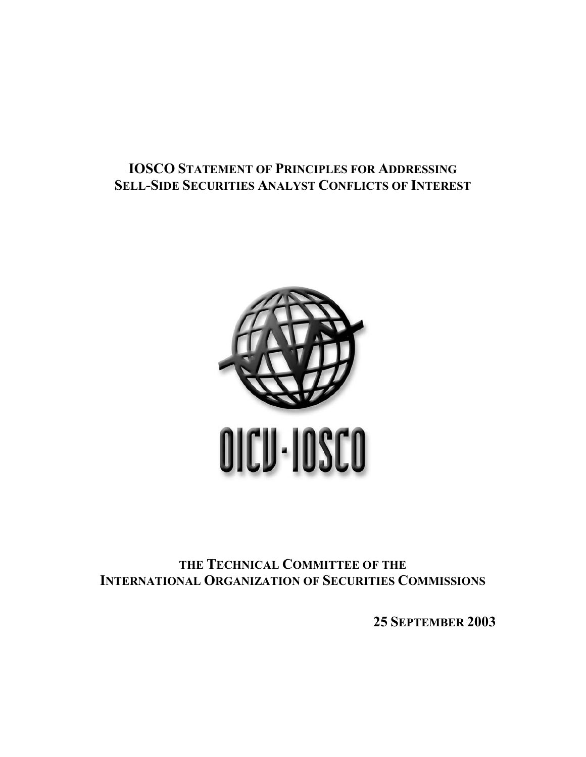# IOSCO STATEMENT OF PRINCIPLES FOR ADDRESSING SELL-SIDE SECURITIES ANALYST CONFLICTS OF INTEREST

OICU-IOSCO

**THE TECHNICAL COMMITTEE OF THE INTERNATIONAL ORGANIZATION OF SECURITIES COMMISSIONS**

**25 SEPTEMBER 2003**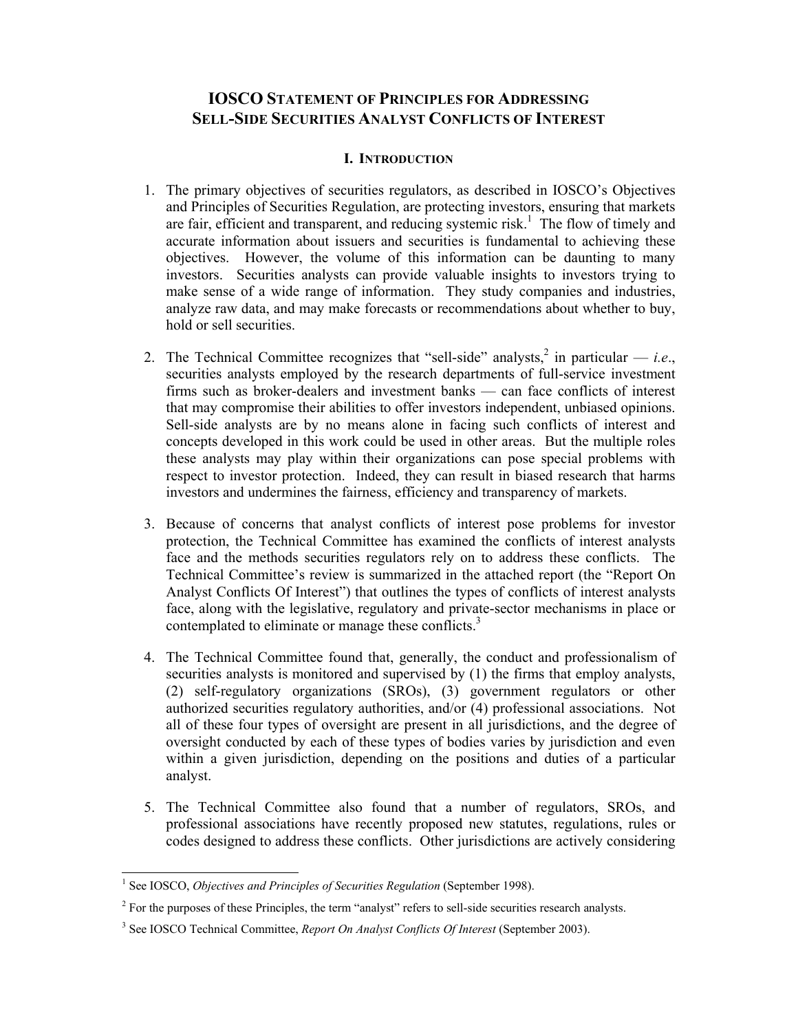# IOSCO STATEMENT OF PRINCIPLES FOR ADDRESSING SELL-SIDE SECURITIES ANALYST CONFLICTS OF INTEREST

## I. INTRODUCTION

1. The primary objectives of securities regulators, as described in IOSCO's Objectives and Principles of Securities Regulation, are protecting investors, ensuring that markets are fair, efficient and transparent, and reducing systemic risk.[1] The flow of timely and accurate information about issuers and securities is fundamental to achieving these objectives. However, the volume of this information can be daunting to many investors. Securities analysts can provide valuable insights to investors trying to make sense of a wide range of information. They study companies and industries, analyze raw data, and may make forecasts or recommendations about whether to buy, hold or sell securities.

2. The Technical Committee recognizes that "sell-side" analysts,[2] in particular — *i.e*., securities analysts employed by the research departments of full-service investment firms such as broker-dealers and investment banks — can face conflicts of interest that may compromise their abilities to offer investors independent, unbiased opinions. Sell-side analysts are by no means alone in facing such conflicts of interest and concepts developed in this work could be used in other areas. But the multiple roles these analysts may play within their organizations can pose special problems with respect to investor protection. Indeed, they can result in biased research that harms investors and undermines the fairness, efficiency and transparency of markets.

3. Because of concerns that analyst conflicts of interest pose problems for investor protection, the Technical Committee has examined the conflicts of interest analysts face and the methods securities regulators rely on to address these conflicts. The Technical Committee's review is summarized in the attached report (the "Report On Analyst Conflicts Of Interest") that outlines the types of conflicts of interest analysts face, along with the legislative, regulatory and private-sector mechanisms in place or contemplated to eliminate or manage these conflicts.[3]

4. The Technical Committee found that, generally, the conduct and professionalism of securities analysts is monitored and supervised by (1) the firms that employ analysts, (2) self-regulatory organizations (SROs), (3) government regulators or other authorized securities regulatory authorities, and/or (4) professional associations. Not all of these four types of oversight are present in all jurisdictions, and the degree of oversight conducted by each of these types of bodies varies by jurisdiction and even within a given jurisdiction, depending on the positions and duties of a particular analyst.

5. The Technical Committee also found that a number of regulators, SROs, and professional associations have recently proposed new statutes, regulations, rules or codes designed to address these conflicts. Other jurisdictions are actively considering

---

[1] See IOSCO, *Objectives and Principles of Securities Regulation* (September 1998).

[2] For the purposes of these Principles, the term "analyst" refers to sell-side securities research analysts.

[3] See IOSCO Technical Committee, *Report On Analyst Conflicts Of Interest* (September 2003).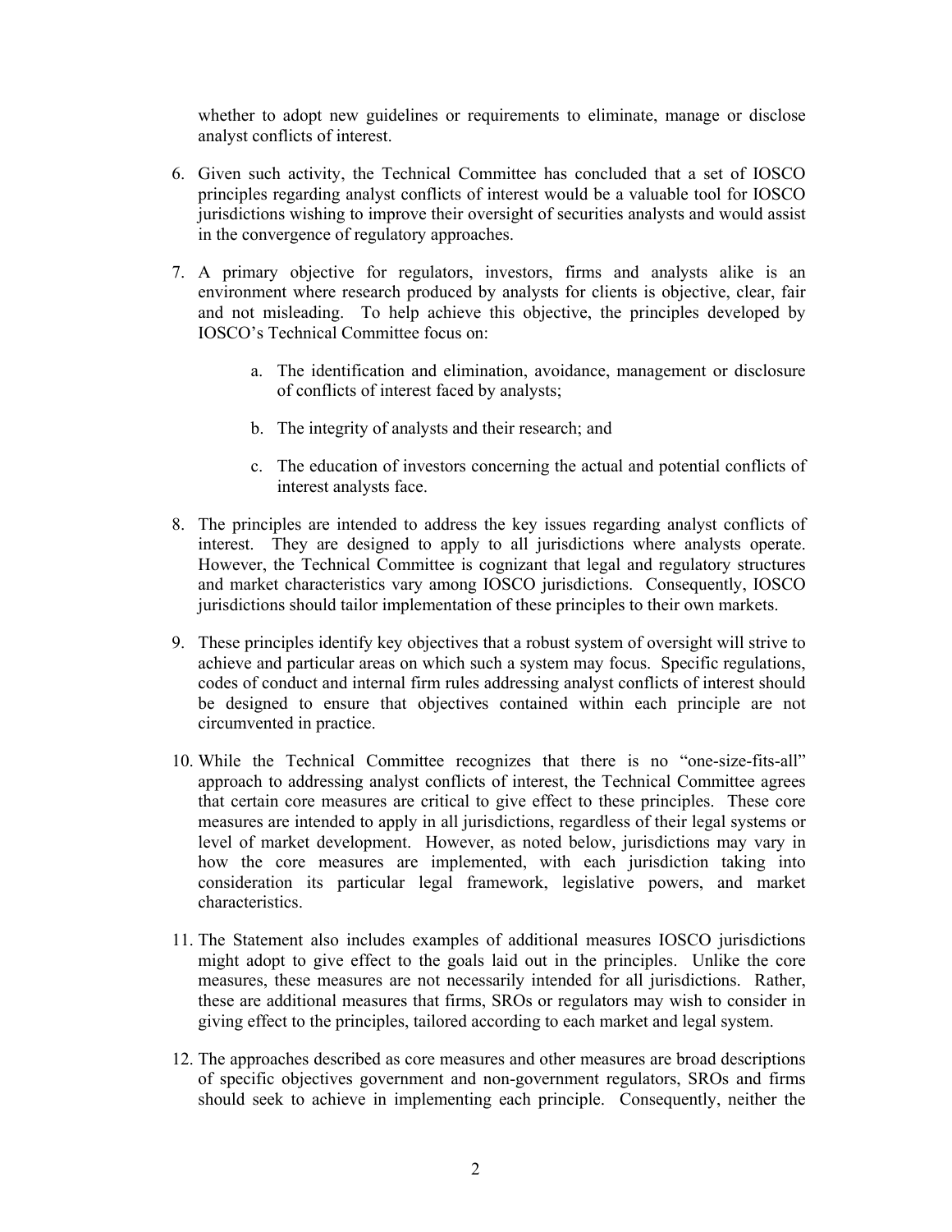whether to adopt new guidelines or requirements to eliminate, manage or disclose analyst conflicts of interest.

6. Given such activity, the Technical Committee has concluded that a set of IOSCO principles regarding analyst conflicts of interest would be a valuable tool for IOSCO jurisdictions wishing to improve their oversight of securities analysts and would assist in the convergence of regulatory approaches.

7. A primary objective for regulators, investors, firms and analysts alike is an environment where research produced by analysts for clients is objective, clear, fair and not misleading. To help achieve this objective, the principles developed by IOSCO's Technical Committee focus on:

    a. The identification and elimination, avoidance, management or disclosure of conflicts of interest faced by analysts;

    b. The integrity of analysts and their research; and

    c. The education of investors concerning the actual and potential conflicts of interest analysts face.

8. The principles are intended to address the key issues regarding analyst conflicts of interest. They are designed to apply to all jurisdictions where analysts operate. However, the Technical Committee is cognizant that legal and regulatory structures and market characteristics vary among IOSCO jurisdictions. Consequently, IOSCO jurisdictions should tailor implementation of these principles to their own markets.

9. These principles identify key objectives that a robust system of oversight will strive to achieve and particular areas on which such a system may focus. Specific regulations, codes of conduct and internal firm rules addressing analyst conflicts of interest should be designed to ensure that objectives contained within each principle are not circumvented in practice.

10. While the Technical Committee recognizes that there is no "one-size-fits-all" approach to addressing analyst conflicts of interest, the Technical Committee agrees that certain core measures are critical to give effect to these principles. These core measures are intended to apply in all jurisdictions, regardless of their legal systems or level of market development. However, as noted below, jurisdictions may vary in how the core measures are implemented, with each jurisdiction taking into consideration its particular legal framework, legislative powers, and market characteristics.

11. The Statement also includes examples of additional measures IOSCO jurisdictions might adopt to give effect to the goals laid out in the principles. Unlike the core measures, these measures are not necessarily intended for all jurisdictions. Rather, these are additional measures that firms, SROs or regulators may wish to consider in giving effect to the principles, tailored according to each market and legal system.

12. The approaches described as core measures and other measures are broad descriptions of specific objectives government and non-government regulators, SROs and firms should seek to achieve in implementing each principle. Consequently, neither the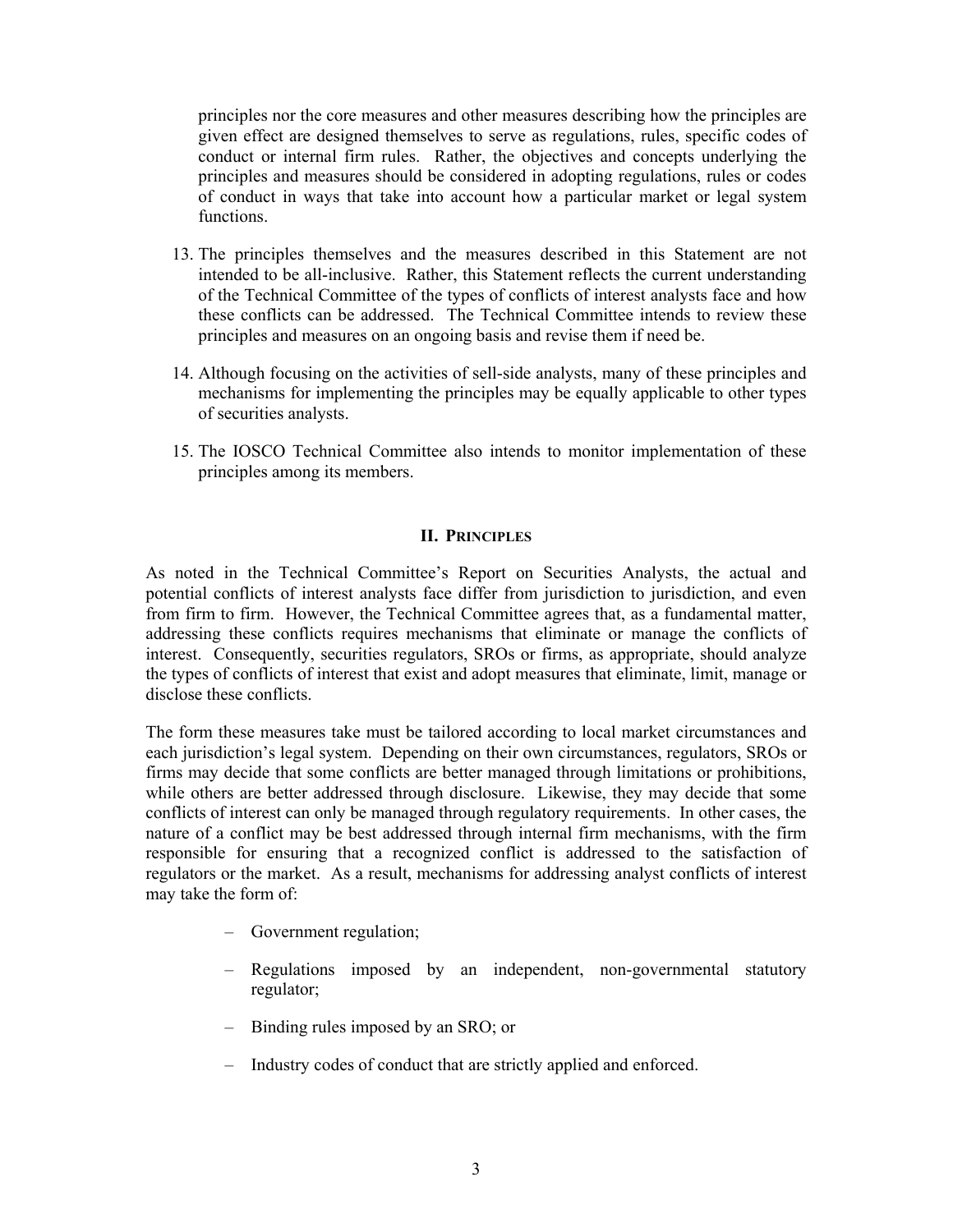principles nor the core measures and other measures describing how the principles are given effect are designed themselves to serve as regulations, rules, specific codes of conduct or internal firm rules. Rather, the objectives and concepts underlying the principles and measures should be considered in adopting regulations, rules or codes of conduct in ways that take into account how a particular market or legal system functions.

13. The principles themselves and the measures described in this Statement are not intended to be all-inclusive. Rather, this Statement reflects the current understanding of the Technical Committee of the types of conflicts of interest analysts face and how these conflicts can be addressed. The Technical Committee intends to review these principles and measures on an ongoing basis and revise them if need be.

14. Although focusing on the activities of sell-side analysts, many of these principles and mechanisms for implementing the principles may be equally applicable to other types of securities analysts.

15. The IOSCO Technical Committee also intends to monitor implementation of these principles among its members.

## II. Principles

As noted in the Technical Committee's Report on Securities Analysts, the actual and potential conflicts of interest analysts face differ from jurisdiction to jurisdiction, and even from firm to firm. However, the Technical Committee agrees that, as a fundamental matter, addressing these conflicts requires mechanisms that eliminate or manage the conflicts of interest. Consequently, securities regulators, SROs or firms, as appropriate, should analyze the types of conflicts of interest that exist and adopt measures that eliminate, limit, manage or disclose these conflicts.

The form these measures take must be tailored according to local market circumstances and each jurisdiction's legal system. Depending on their own circumstances, regulators, SROs or firms may decide that some conflicts are better managed through limitations or prohibitions, while others are better addressed through disclosure. Likewise, they may decide that some conflicts of interest can only be managed through regulatory requirements. In other cases, the nature of a conflict may be best addressed through internal firm mechanisms, with the firm responsible for ensuring that a recognized conflict is addressed to the satisfaction of regulators or the market. As a result, mechanisms for addressing analyst conflicts of interest may take the form of:

- Government regulation;
- Regulations imposed by an independent, non-governmental statutory regulator;
- Binding rules imposed by an SRO; or
- Industry codes of conduct that are strictly applied and enforced.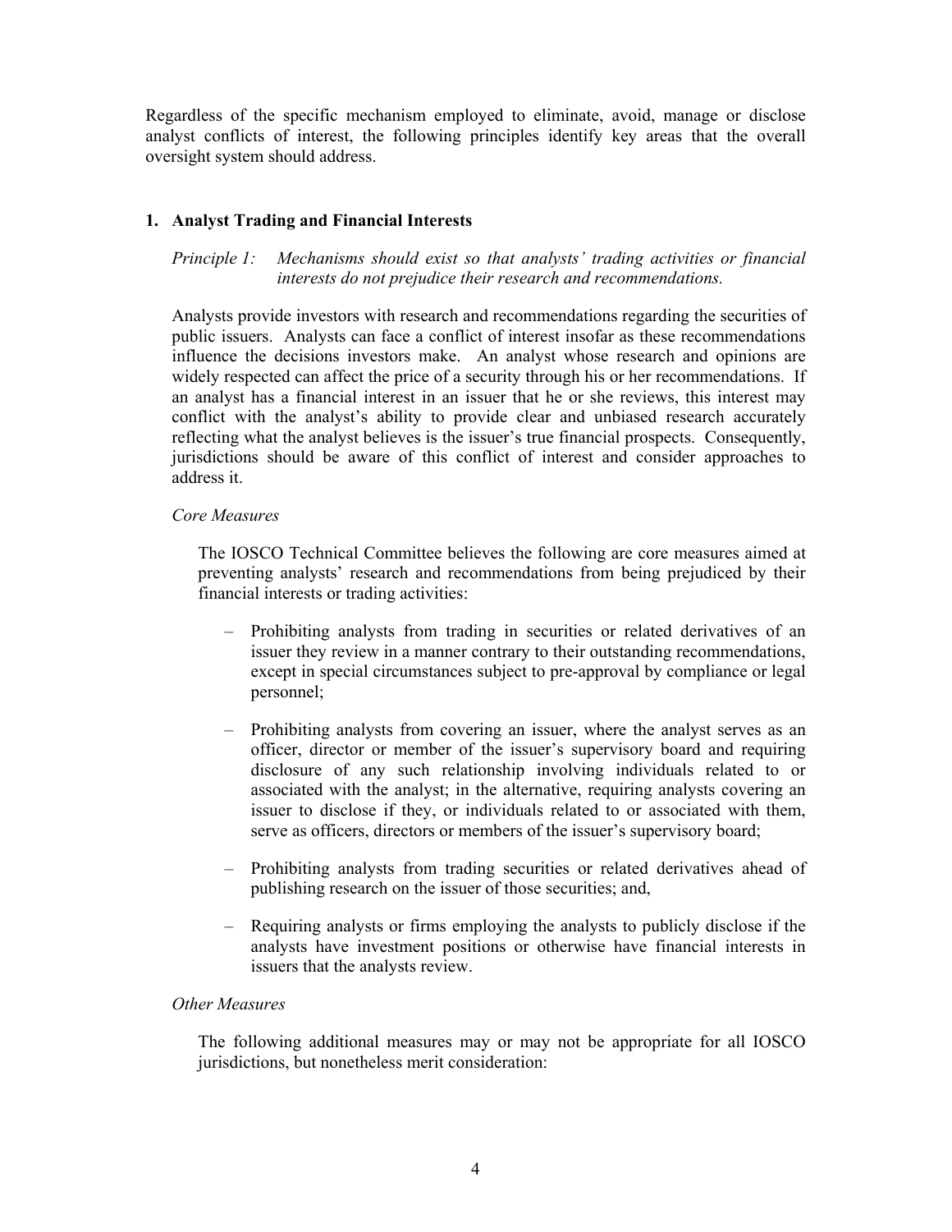Regardless of the specific mechanism employed to eliminate, avoid, manage or disclose analyst conflicts of interest, the following principles identify key areas that the overall oversight system should address.

### 1. Analyst Trading and Financial Interests

*Principle 1: Mechanisms should exist so that analysts' trading activities or financial interests do not prejudice their research and recommendations.*

Analysts provide investors with research and recommendations regarding the securities of public issuers. Analysts can face a conflict of interest insofar as these recommendations influence the decisions investors make. An analyst whose research and opinions are widely respected can affect the price of a security through his or her recommendations. If an analyst has a financial interest in an issuer that he or she reviews, this interest may conflict with the analyst's ability to provide clear and unbiased research accurately reflecting what the analyst believes is the issuer's true financial prospects. Consequently, jurisdictions should be aware of this conflict of interest and consider approaches to address it.

*Core Measures*

The IOSCO Technical Committee believes the following are core measures aimed at preventing analysts' research and recommendations from being prejudiced by their financial interests or trading activities:

- Prohibiting analysts from trading in securities or related derivatives of an issuer they review in a manner contrary to their outstanding recommendations, except in special circumstances subject to pre-approval by compliance or legal personnel;
- Prohibiting analysts from covering an issuer, where the analyst serves as an officer, director or member of the issuer's supervisory board and requiring disclosure of any such relationship involving individuals related to or associated with the analyst; in the alternative, requiring analysts covering an issuer to disclose if they, or individuals related to or associated with them, serve as officers, directors or members of the issuer's supervisory board;
- Prohibiting analysts from trading securities or related derivatives ahead of publishing research on the issuer of those securities; and,
- Requiring analysts or firms employing the analysts to publicly disclose if the analysts have investment positions or otherwise have financial interests in issuers that the analysts review.

*Other Measures*

The following additional measures may or may not be appropriate for all IOSCO jurisdictions, but nonetheless merit consideration: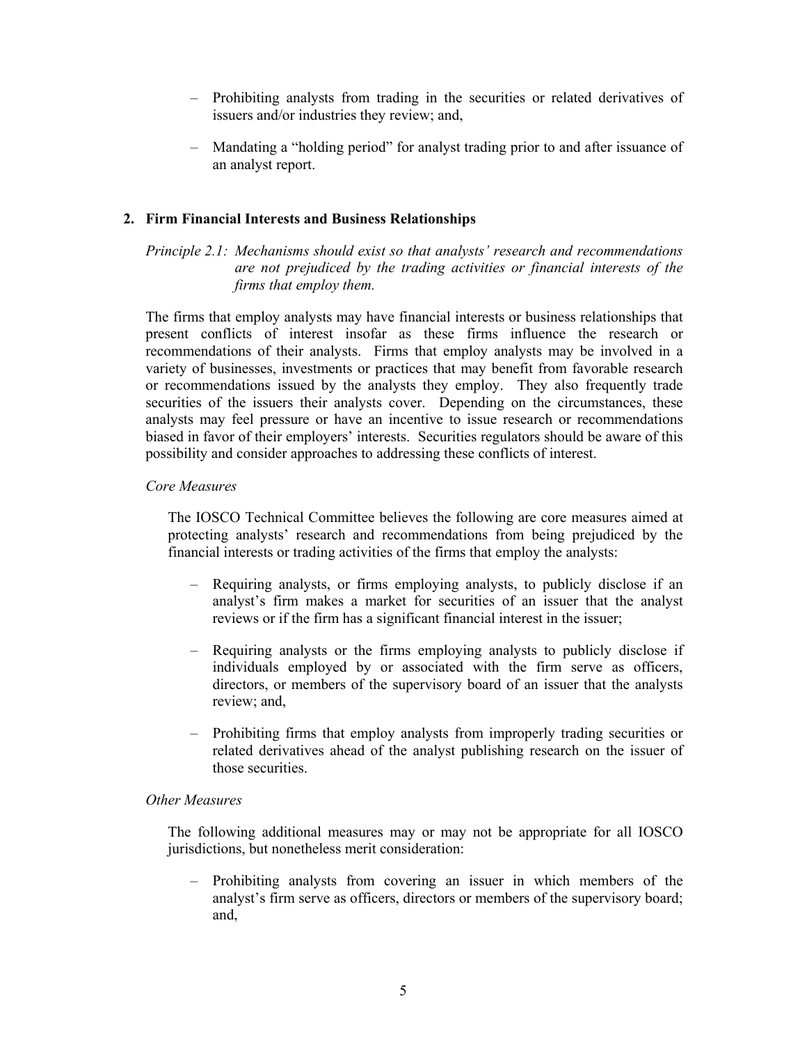- Prohibiting analysts from trading in the securities or related derivatives of issuers and/or industries they review; and,

- Mandating a "holding period" for analyst trading prior to and after issuance of an analyst report.

## 2. Firm Financial Interests and Business Relationships

*Principle 2.1: Mechanisms should exist so that analysts' research and recommendations are not prejudiced by the trading activities or financial interests of the firms that employ them.*

The firms that employ analysts may have financial interests or business relationships that present conflicts of interest insofar as these firms influence the research or recommendations of their analysts. Firms that employ analysts may be involved in a variety of businesses, investments or practices that may benefit from favorable research or recommendations issued by the analysts they employ. They also frequently trade securities of the issuers their analysts cover. Depending on the circumstances, these analysts may feel pressure or have an incentive to issue research or recommendations biased in favor of their employers' interests. Securities regulators should be aware of this possibility and consider approaches to addressing these conflicts of interest.

*Core Measures*

The IOSCO Technical Committee believes the following are core measures aimed at protecting analysts' research and recommendations from being prejudiced by the financial interests or trading activities of the firms that employ the analysts:

- Requiring analysts, or firms employing analysts, to publicly disclose if an analyst's firm makes a market for securities of an issuer that the analyst reviews or if the firm has a significant financial interest in the issuer;

- Requiring analysts or the firms employing analysts to publicly disclose if individuals employed by or associated with the firm serve as officers, directors, or members of the supervisory board of an issuer that the analysts review; and,

- Prohibiting firms that employ analysts from improperly trading securities or related derivatives ahead of the analyst publishing research on the issuer of those securities.

*Other Measures*

The following additional measures may or may not be appropriate for all IOSCO jurisdictions, but nonetheless merit consideration:

- Prohibiting analysts from covering an issuer in which members of the analyst's firm serve as officers, directors or members of the supervisory board; and,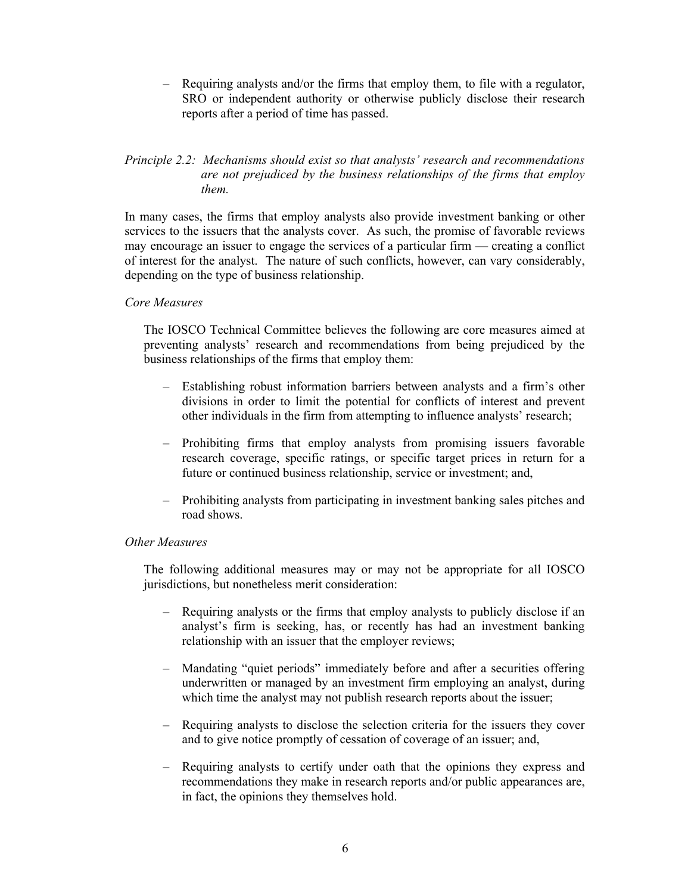– Requiring analysts and/or the firms that employ them, to file with a regulator, SRO or independent authority or otherwise publicly disclose their research reports after a period of time has passed.

*Principle 2.2: Mechanisms should exist so that analysts' research and recommendations are not prejudiced by the business relationships of the firms that employ them.*

In many cases, the firms that employ analysts also provide investment banking or other services to the issuers that the analysts cover. As such, the promise of favorable reviews may encourage an issuer to engage the services of a particular firm — creating a conflict of interest for the analyst. The nature of such conflicts, however, can vary considerably, depending on the type of business relationship.

*Core Measures*

The IOSCO Technical Committee believes the following are core measures aimed at preventing analysts' research and recommendations from being prejudiced by the business relationships of the firms that employ them:

– Establishing robust information barriers between analysts and a firm's other divisions in order to limit the potential for conflicts of interest and prevent other individuals in the firm from attempting to influence analysts' research;

– Prohibiting firms that employ analysts from promising issuers favorable research coverage, specific ratings, or specific target prices in return for a future or continued business relationship, service or investment; and,

– Prohibiting analysts from participating in investment banking sales pitches and road shows.

*Other Measures*

The following additional measures may or may not be appropriate for all IOSCO jurisdictions, but nonetheless merit consideration:

– Requiring analysts or the firms that employ analysts to publicly disclose if an analyst's firm is seeking, has, or recently has had an investment banking relationship with an issuer that the employer reviews;

– Mandating "quiet periods" immediately before and after a securities offering underwritten or managed by an investment firm employing an analyst, during which time the analyst may not publish research reports about the issuer;

– Requiring analysts to disclose the selection criteria for the issuers they cover and to give notice promptly of cessation of coverage of an issuer; and,

– Requiring analysts to certify under oath that the opinions they express and recommendations they make in research reports and/or public appearances are, in fact, the opinions they themselves hold.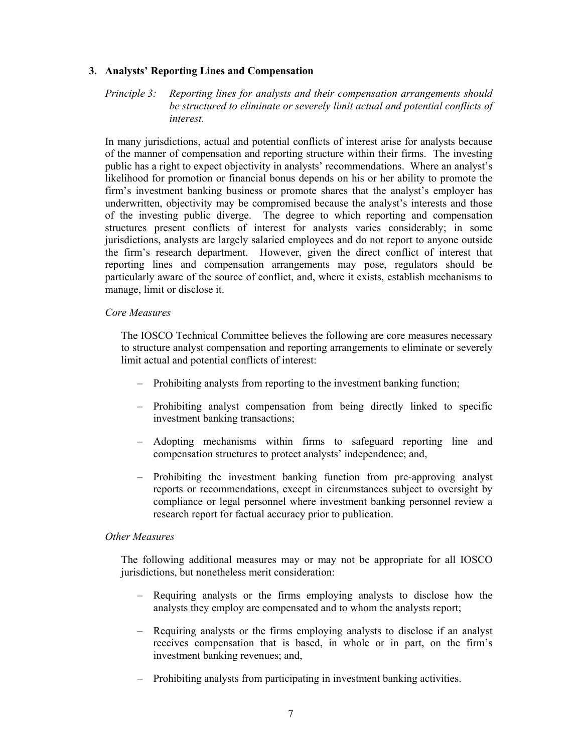## 3. Analysts' Reporting Lines and Compensation

*Principle 3: Reporting lines for analysts and their compensation arrangements should be structured to eliminate or severely limit actual and potential conflicts of interest.*

In many jurisdictions, actual and potential conflicts of interest arise for analysts because of the manner of compensation and reporting structure within their firms. The investing public has a right to expect objectivity in analysts' recommendations. Where an analyst's likelihood for promotion or financial bonus depends on his or her ability to promote the firm's investment banking business or promote shares that the analyst's employer has underwritten, objectivity may be compromised because the analyst's interests and those of the investing public diverge. The degree to which reporting and compensation structures present conflicts of interest for analysts varies considerably; in some jurisdictions, analysts are largely salaried employees and do not report to anyone outside the firm's research department. However, given the direct conflict of interest that reporting lines and compensation arrangements may pose, regulators should be particularly aware of the source of conflict, and, where it exists, establish mechanisms to manage, limit or disclose it.

*Core Measures*

The IOSCO Technical Committee believes the following are core measures necessary to structure analyst compensation and reporting arrangements to eliminate or severely limit actual and potential conflicts of interest:

- Prohibiting analysts from reporting to the investment banking function;
- Prohibiting analyst compensation from being directly linked to specific investment banking transactions;
- Adopting mechanisms within firms to safeguard reporting line and compensation structures to protect analysts' independence; and,
- Prohibiting the investment banking function from pre-approving analyst reports or recommendations, except in circumstances subject to oversight by compliance or legal personnel where investment banking personnel review a research report for factual accuracy prior to publication.

*Other Measures*

The following additional measures may or may not be appropriate for all IOSCO jurisdictions, but nonetheless merit consideration:

- Requiring analysts or the firms employing analysts to disclose how the analysts they employ are compensated and to whom the analysts report;
- Requiring analysts or the firms employing analysts to disclose if an analyst receives compensation that is based, in whole or in part, on the firm's investment banking revenues; and,
- Prohibiting analysts from participating in investment banking activities.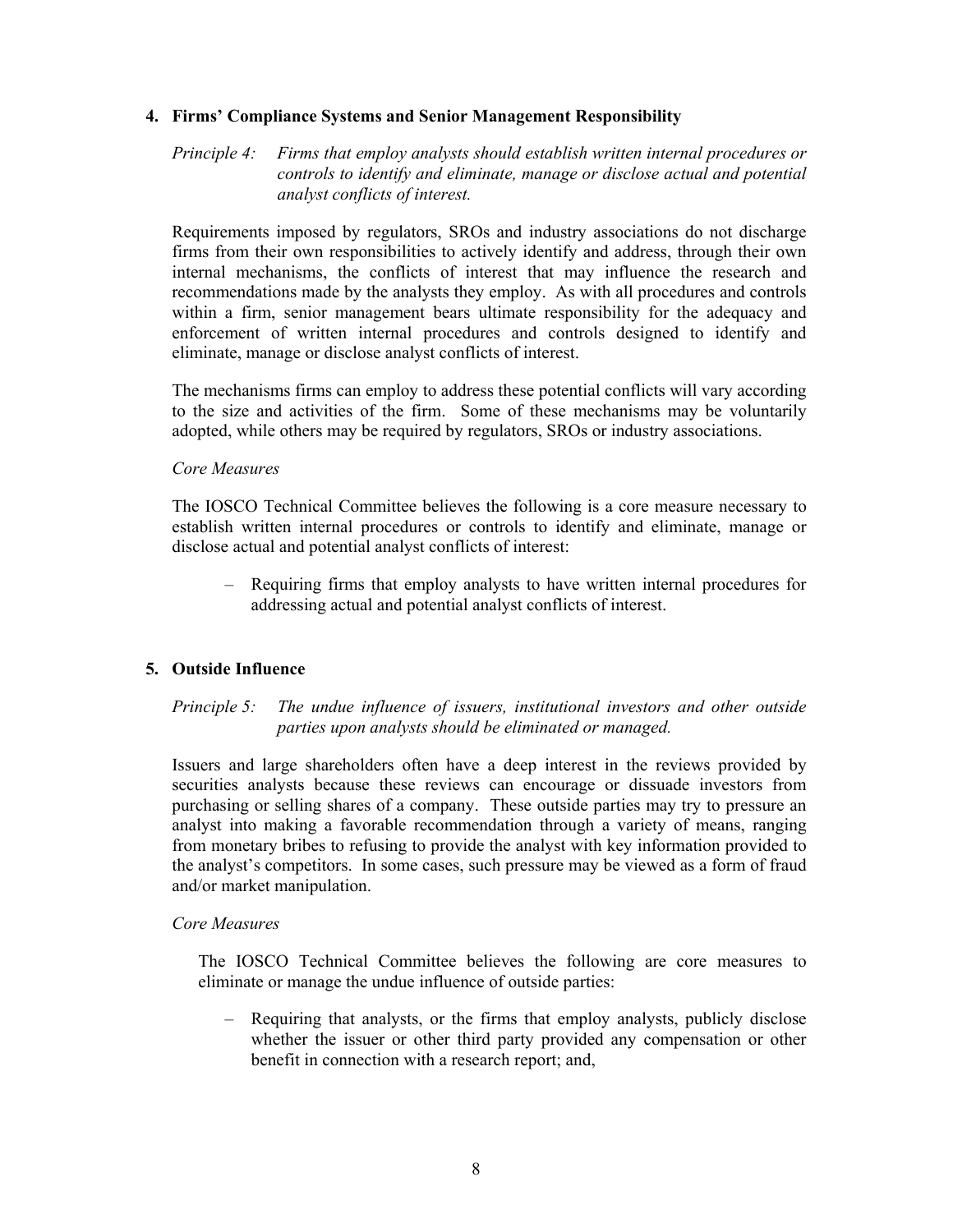## 4. Firms' Compliance Systems and Senior Management Responsibility

*Principle 4: Firms that employ analysts should establish written internal procedures or controls to identify and eliminate, manage or disclose actual and potential analyst conflicts of interest.*

Requirements imposed by regulators, SROs and industry associations do not discharge firms from their own responsibilities to actively identify and address, through their own internal mechanisms, the conflicts of interest that may influence the research and recommendations made by the analysts they employ. As with all procedures and controls within a firm, senior management bears ultimate responsibility for the adequacy and enforcement of written internal procedures and controls designed to identify and eliminate, manage or disclose analyst conflicts of interest.

The mechanisms firms can employ to address these potential conflicts will vary according to the size and activities of the firm. Some of these mechanisms may be voluntarily adopted, while others may be required by regulators, SROs or industry associations.

*Core Measures*

The IOSCO Technical Committee believes the following is a core measure necessary to establish written internal procedures or controls to identify and eliminate, manage or disclose actual and potential analyst conflicts of interest:

– Requiring firms that employ analysts to have written internal procedures for addressing actual and potential analyst conflicts of interest.

## 5. Outside Influence

*Principle 5: The undue influence of issuers, institutional investors and other outside parties upon analysts should be eliminated or managed.*

Issuers and large shareholders often have a deep interest in the reviews provided by securities analysts because these reviews can encourage or dissuade investors from purchasing or selling shares of a company. These outside parties may try to pressure an analyst into making a favorable recommendation through a variety of means, ranging from monetary bribes to refusing to provide the analyst with key information provided to the analyst's competitors. In some cases, such pressure may be viewed as a form of fraud and/or market manipulation.

*Core Measures*

The IOSCO Technical Committee believes the following are core measures to eliminate or manage the undue influence of outside parties:

– Requiring that analysts, or the firms that employ analysts, publicly disclose whether the issuer or other third party provided any compensation or other benefit in connection with a research report; and,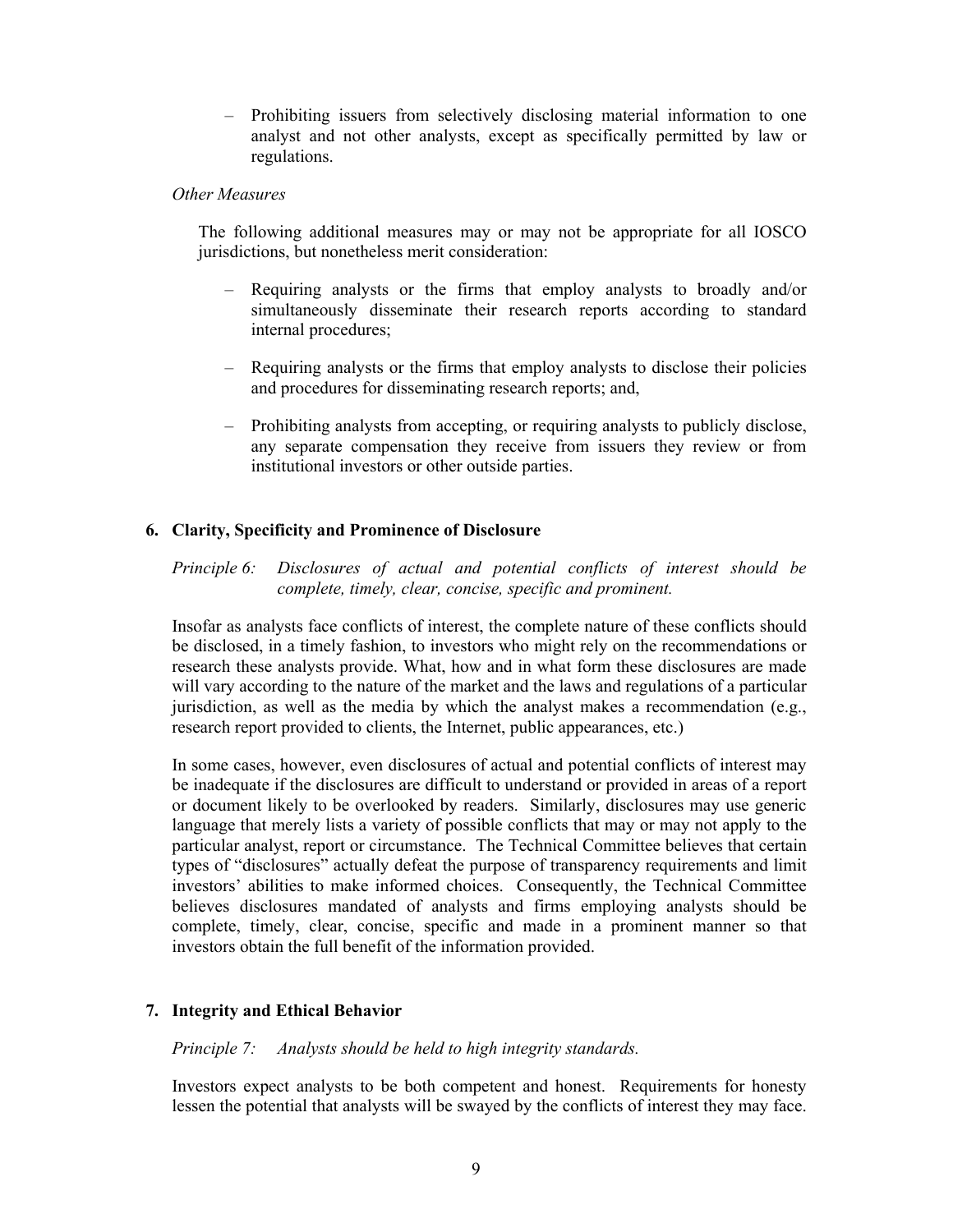– Prohibiting issuers from selectively disclosing material information to one analyst and not other analysts, except as specifically permitted by law or regulations.

*Other Measures*

The following additional measures may or may not be appropriate for all IOSCO jurisdictions, but nonetheless merit consideration:

– Requiring analysts or the firms that employ analysts to broadly and/or simultaneously disseminate their research reports according to standard internal procedures;

– Requiring analysts or the firms that employ analysts to disclose their policies and procedures for disseminating research reports; and,

– Prohibiting analysts from accepting, or requiring analysts to publicly disclose, any separate compensation they receive from issuers they review or from institutional investors or other outside parties.

## 6. Clarity, Specificity and Prominence of Disclosure

*Principle 6: Disclosures of actual and potential conflicts of interest should be complete, timely, clear, concise, specific and prominent.*

Insofar as analysts face conflicts of interest, the complete nature of these conflicts should be disclosed, in a timely fashion, to investors who might rely on the recommendations or research these analysts provide. What, how and in what form these disclosures are made will vary according to the nature of the market and the laws and regulations of a particular jurisdiction, as well as the media by which the analyst makes a recommendation (e.g., research report provided to clients, the Internet, public appearances, etc.)

In some cases, however, even disclosures of actual and potential conflicts of interest may be inadequate if the disclosures are difficult to understand or provided in areas of a report or document likely to be overlooked by readers. Similarly, disclosures may use generic language that merely lists a variety of possible conflicts that may or may not apply to the particular analyst, report or circumstance. The Technical Committee believes that certain types of "disclosures" actually defeat the purpose of transparency requirements and limit investors' abilities to make informed choices. Consequently, the Technical Committee believes disclosures mandated of analysts and firms employing analysts should be complete, timely, clear, concise, specific and made in a prominent manner so that investors obtain the full benefit of the information provided.

## 7. Integrity and Ethical Behavior

*Principle 7: Analysts should be held to high integrity standards.*

Investors expect analysts to be both competent and honest. Requirements for honesty lessen the potential that analysts will be swayed by the conflicts of interest they may face.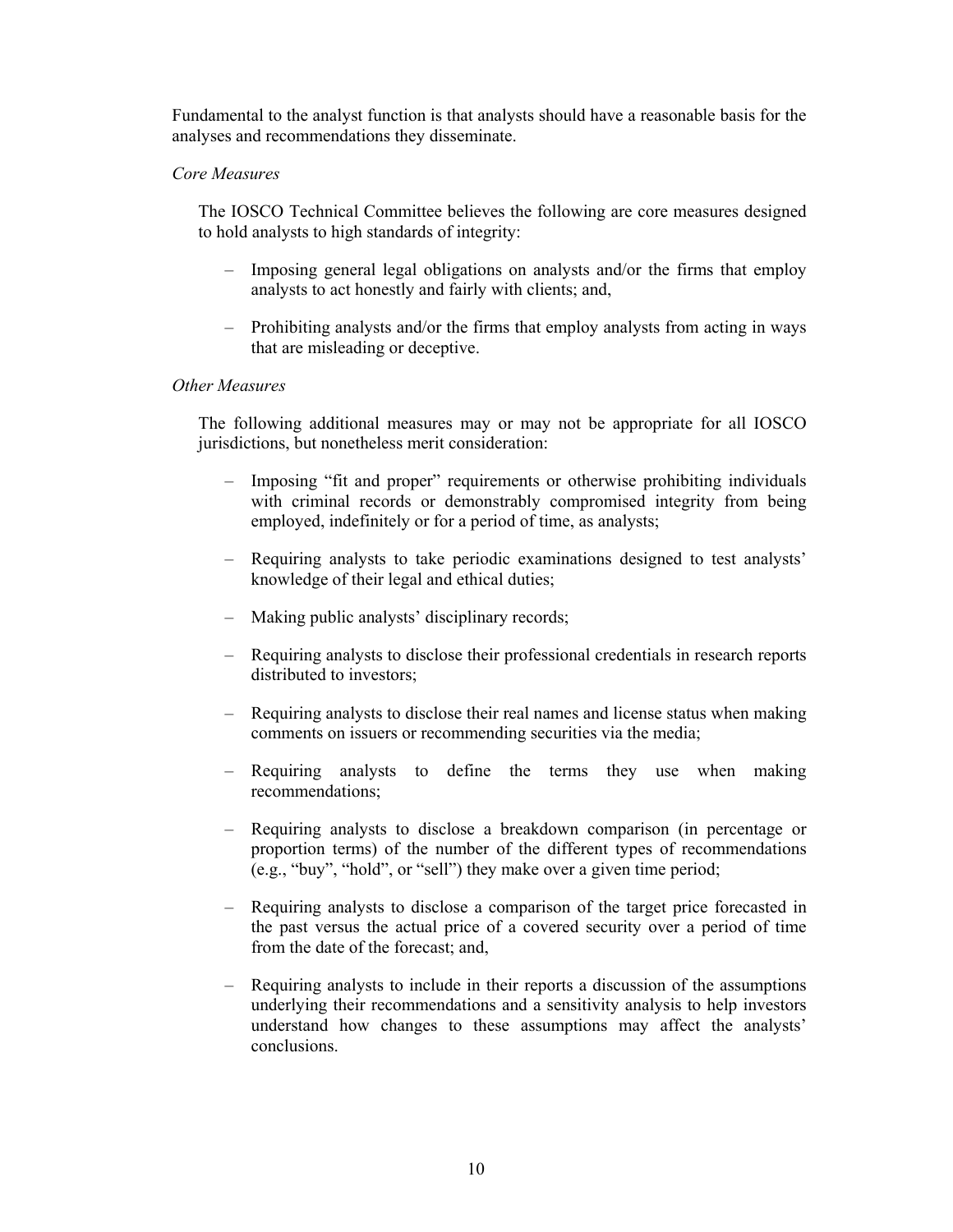Fundamental to the analyst function is that analysts should have a reasonable basis for the analyses and recommendations they disseminate.

*Core Measures*

The IOSCO Technical Committee believes the following are core measures designed to hold analysts to high standards of integrity:

- Imposing general legal obligations on analysts and/or the firms that employ analysts to act honestly and fairly with clients; and,
- Prohibiting analysts and/or the firms that employ analysts from acting in ways that are misleading or deceptive.

*Other Measures*

The following additional measures may or may not be appropriate for all IOSCO jurisdictions, but nonetheless merit consideration:

- Imposing "fit and proper" requirements or otherwise prohibiting individuals with criminal records or demonstrably compromised integrity from being employed, indefinitely or for a period of time, as analysts;
- Requiring analysts to take periodic examinations designed to test analysts' knowledge of their legal and ethical duties;
- Making public analysts' disciplinary records;
- Requiring analysts to disclose their professional credentials in research reports distributed to investors;
- Requiring analysts to disclose their real names and license status when making comments on issuers or recommending securities via the media;
- Requiring analysts to define the terms they use when making recommendations;
- Requiring analysts to disclose a breakdown comparison (in percentage or proportion terms) of the number of the different types of recommendations (e.g., "buy", "hold", or "sell") they make over a given time period;
- Requiring analysts to disclose a comparison of the target price forecasted in the past versus the actual price of a covered security over a period of time from the date of the forecast; and,
- Requiring analysts to include in their reports a discussion of the assumptions underlying their recommendations and a sensitivity analysis to help investors understand how changes to these assumptions may affect the analysts' conclusions.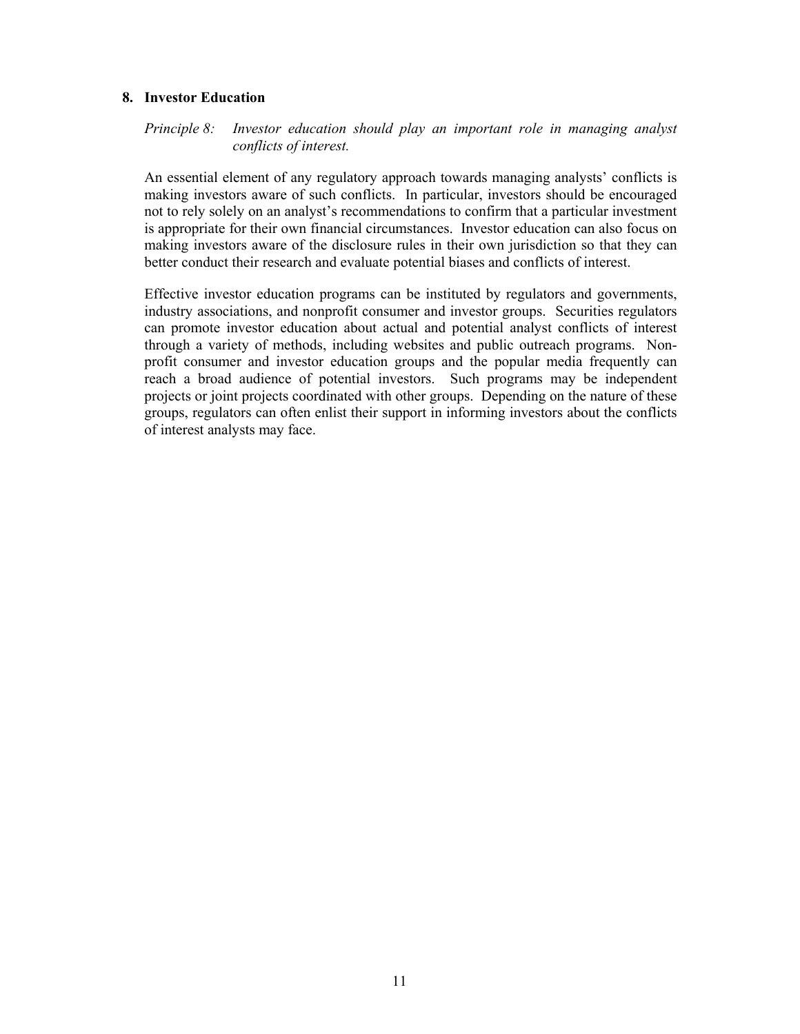## 8. Investor Education

*Principle 8: Investor education should play an important role in managing analyst conflicts of interest.*

An essential element of any regulatory approach towards managing analysts' conflicts is making investors aware of such conflicts. In particular, investors should be encouraged not to rely solely on an analyst's recommendations to confirm that a particular investment is appropriate for their own financial circumstances. Investor education can also focus on making investors aware of the disclosure rules in their own jurisdiction so that they can better conduct their research and evaluate potential biases and conflicts of interest.

Effective investor education programs can be instituted by regulators and governments, industry associations, and nonprofit consumer and investor groups. Securities regulators can promote investor education about actual and potential analyst conflicts of interest through a variety of methods, including websites and public outreach programs. Non-profit consumer and investor education groups and the popular media frequently can reach a broad audience of potential investors. Such programs may be independent projects or joint projects coordinated with other groups. Depending on the nature of these groups, regulators can often enlist their support in informing investors about the conflicts of interest analysts may face.